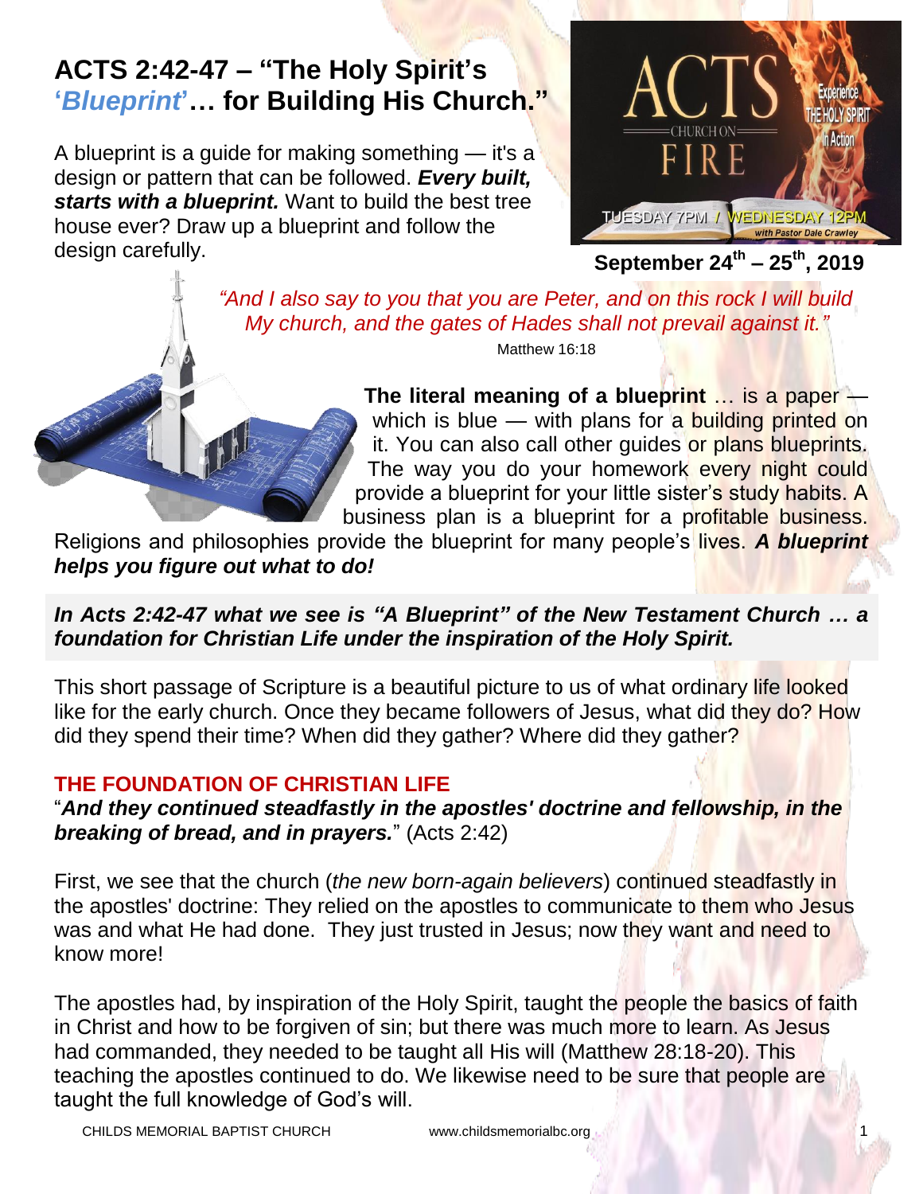# ACTS 2:42-47 – "The Holy Spirit's '*Blueprint*'… for Building His Church."

A blueprint is a guide for making something — it's a design or pattern that can be followed. ***Every built, starts with a blueprint.*** Want to build the best tree house ever? Draw up a blueprint and follow the design carefully.

ACTS CHURCH ON FIRE — Experience THE HOLY SPIRIT in Action
TUESDAY 7PM / WEDNESDAY 12PM with Pastor Dale Crawley

**September 24th – 25th, 2019**

*"And I also say to you that you are Peter, and on this rock I will build My church, and the gates of Hades shall not prevail against it."*
Matthew 16:18

**The literal meaning of a blueprint** … is a paper — which is blue — with plans for a building printed on it. You can also call other guides or plans blueprints. The way you do your homework every night could provide a blueprint for your little sister's study habits. A business plan is a blueprint for a profitable business. Religions and philosophies provide the blueprint for many people's lives. ***A blueprint helps you figure out what to do!***

***In Acts 2:42-47 what we see is "A Blueprint" of the New Testament Church … a foundation for Christian Life under the inspiration of the Holy Spirit.***

This short passage of Scripture is a beautiful picture to us of what ordinary life looked like for the early church. Once they became followers of Jesus, what did they do? How did they spend their time? When did they gather? Where did they gather?

## THE FOUNDATION OF CHRISTIAN LIFE

"***And they continued steadfastly in the apostles' doctrine and fellowship, in the breaking of bread, and in prayers.***" (Acts 2:42)

First, we see that the church (*the new born-again believers*) continued steadfastly in the apostles' doctrine: They relied on the apostles to communicate to them who Jesus was and what He had done. They just trusted in Jesus; now they want and need to know more!

The apostles had, by inspiration of the Holy Spirit, taught the people the basics of faith in Christ and how to be forgiven of sin; but there was much more to learn. As Jesus had commanded, they needed to be taught all His will (Matthew 28:18-20). This teaching the apostles continued to do. We likewise need to be sure that people are taught the full knowledge of God's will.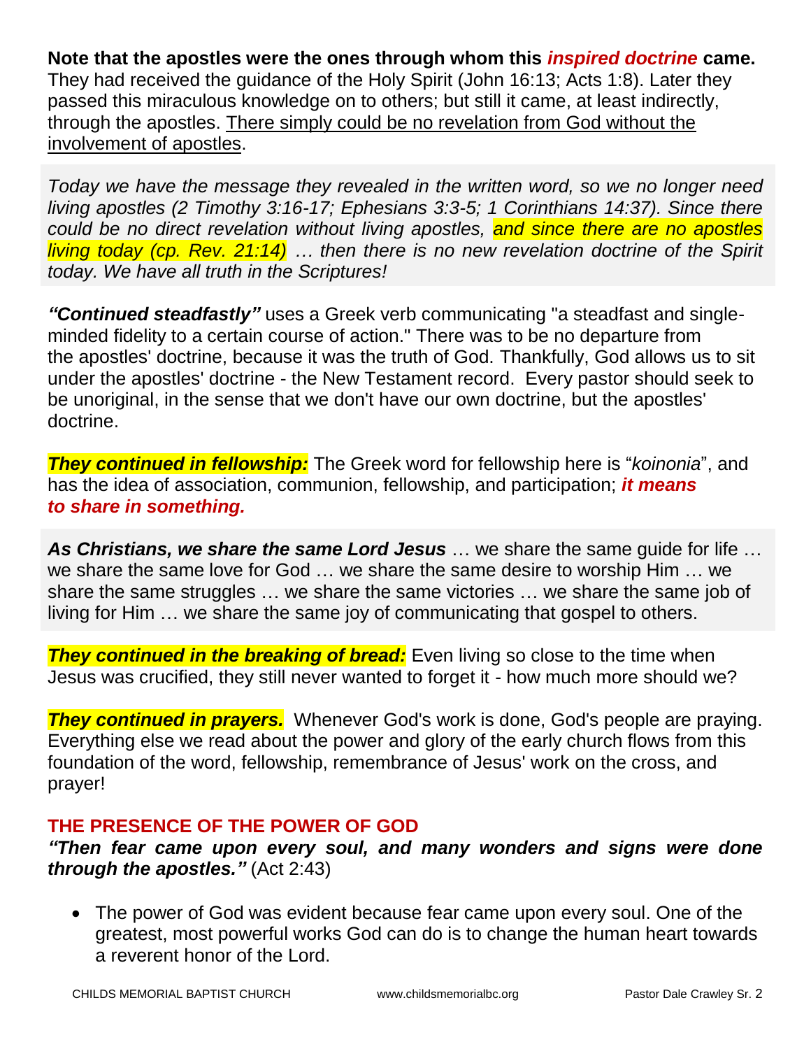**Note that the apostles were the ones through whom this *inspired doctrine* came.** They had received the guidance of the Holy Spirit (John 16:13; Acts 1:8). Later they passed this miraculous knowledge on to others; but still it came, at least indirectly, through the apostles. There simply could be no revelation from God without the involvement of apostles.

*Today we have the message they revealed in the written word, so we no longer need living apostles (2 Timothy 3:16-17; Ephesians 3:3-5; 1 Corinthians 14:37). Since there could be no direct revelation without living apostles, and since there are no apostles living today (cp. Rev. 21:14) … then there is no new revelation doctrine of the Spirit today. We have all truth in the Scriptures!*

***"Continued steadfastly"*** uses a Greek verb communicating "a steadfast and single-minded fidelity to a certain course of action." There was to be no departure from the apostles' doctrine, because it was the truth of God. Thankfully, God allows us to sit under the apostles' doctrine - the New Testament record. Every pastor should seek to be unoriginal, in the sense that we don't have our own doctrine, but the apostles' doctrine.

***They continued in fellowship:*** The Greek word for fellowship here is "*koinonia*", and has the idea of association, communion, fellowship, and participation; ***it means to share in something.***

***As Christians, we share the same Lord Jesus*** … we share the same guide for life … we share the same love for God … we share the same desire to worship Him … we share the same struggles … we share the same victories … we share the same job of living for Him … we share the same joy of communicating that gospel to others.

***They continued in the breaking of bread:*** Even living so close to the time when Jesus was crucified, they still never wanted to forget it - how much more should we?

***They continued in prayers.*** Whenever God's work is done, God's people are praying. Everything else we read about the power and glory of the early church flows from this foundation of the word, fellowship, remembrance of Jesus' work on the cross, and prayer!

## THE PRESENCE OF THE POWER OF GOD

***"Then fear came upon every soul, and many wonders and signs were done through the apostles."*** (Act 2:43)

- The power of God was evident because fear came upon every soul. One of the greatest, most powerful works God can do is to change the human heart towards a reverent honor of the Lord.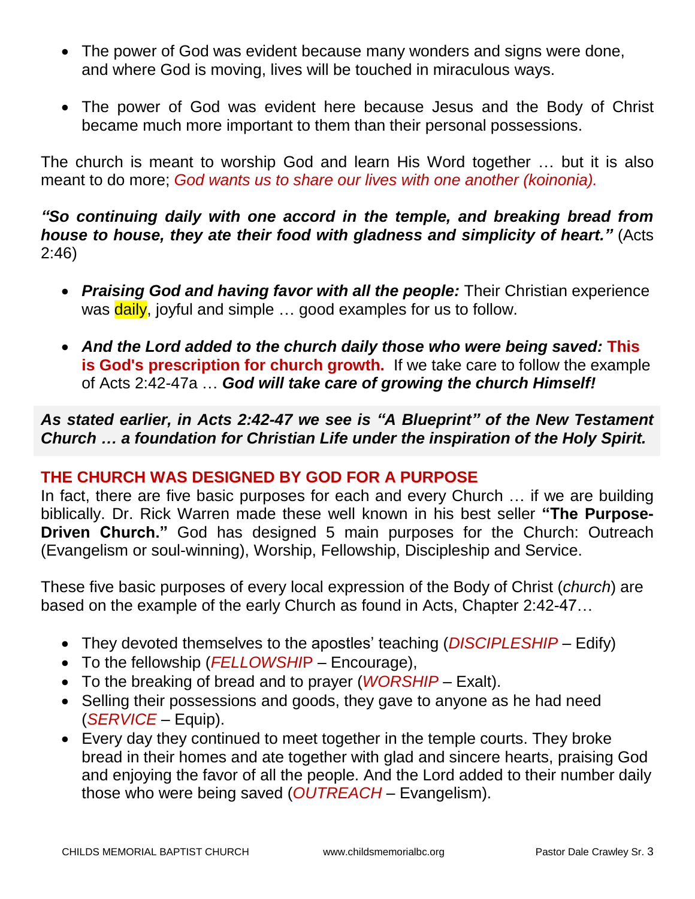- The power of God was evident because many wonders and signs were done, and where God is moving, lives will be touched in miraculous ways.

- The power of God was evident here because Jesus and the Body of Christ became much more important to them than their personal possessions.

The church is meant to worship God and learn His Word together … but it is also meant to do more; *God wants us to share our lives with one another (koinonia).*

***"So continuing daily with one accord in the temple, and breaking bread from house to house, they ate their food with gladness and simplicity of heart."*** (Acts 2:46)

- ***Praising God and having favor with all the people:*** Their Christian experience was daily, joyful and simple … good examples for us to follow.

- ***And the Lord added to the church daily those who were being saved:*** **This is God's prescription for church growth.** If we take care to follow the example of Acts 2:42-47a … ***God will take care of growing the church Himself!***

***As stated earlier, in Acts 2:42-47 we see is "A Blueprint" of the New Testament Church … a foundation for Christian Life under the inspiration of the Holy Spirit.***

## THE CHURCH WAS DESIGNED BY GOD FOR A PURPOSE

In fact, there are five basic purposes for each and every Church … if we are building biblically. Dr. Rick Warren made these well known in his best seller **"The Purpose-Driven Church."** God has designed 5 main purposes for the Church: Outreach (Evangelism or soul-winning), Worship, Fellowship, Discipleship and Service.

These five basic purposes of every local expression of the Body of Christ (*church*) are based on the example of the early Church as found in Acts, Chapter 2:42-47…

- They devoted themselves to the apostles' teaching (*DISCIPLESHIP* – Edify)
- To the fellowship (*FELLOWSHIP* – Encourage),
- To the breaking of bread and to prayer (*WORSHIP* – Exalt).
- Selling their possessions and goods, they gave to anyone as he had need (*SERVICE* – Equip).
- Every day they continued to meet together in the temple courts. They broke bread in their homes and ate together with glad and sincere hearts, praising God and enjoying the favor of all the people. And the Lord added to their number daily those who were being saved (*OUTREACH* – Evangelism).